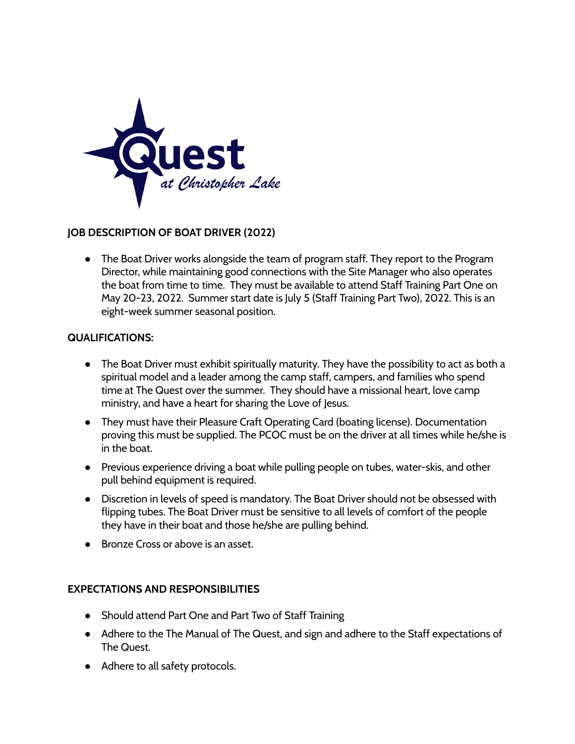Quest

*at Christopher Lake*

**JOB DESCRIPTION OF BOAT DRIVER (2022)**

- The Boat Driver works alongside the team of program staff. They report to the Program Director, while maintaining good connections with the Site Manager who also operates the boat from time to time. They must be available to attend Staff Training Part One on May 20-23, 2022. Summer start date is July 5 (Staff Training Part Two), 2022. This is an eight-week summer seasonal position.

**QUALIFICATIONS:**

- The Boat Driver must exhibit spiritually maturity. They have the possibility to act as both a spiritual model and a leader among the camp staff, campers, and families who spend time at The Quest over the summer. They should have a missional heart, love camp ministry, and have a heart for sharing the Love of Jesus.
- They must have their Pleasure Craft Operating Card (boating license). Documentation proving this must be supplied. The PCOC must be on the driver at all times while he/she is in the boat.
- Previous experience driving a boat while pulling people on tubes, water-skis, and other pull behind equipment is required.
- Discretion in levels of speed is mandatory. The Boat Driver should not be obsessed with flipping tubes. The Boat Driver must be sensitive to all levels of comfort of the people they have in their boat and those he/she are pulling behind.
- Bronze Cross or above is an asset.

**EXPECTATIONS AND RESPONSIBILITIES**

- Should attend Part One and Part Two of Staff Training
- Adhere to the The Manual of The Quest, and sign and adhere to the Staff expectations of The Quest.
- Adhere to all safety protocols.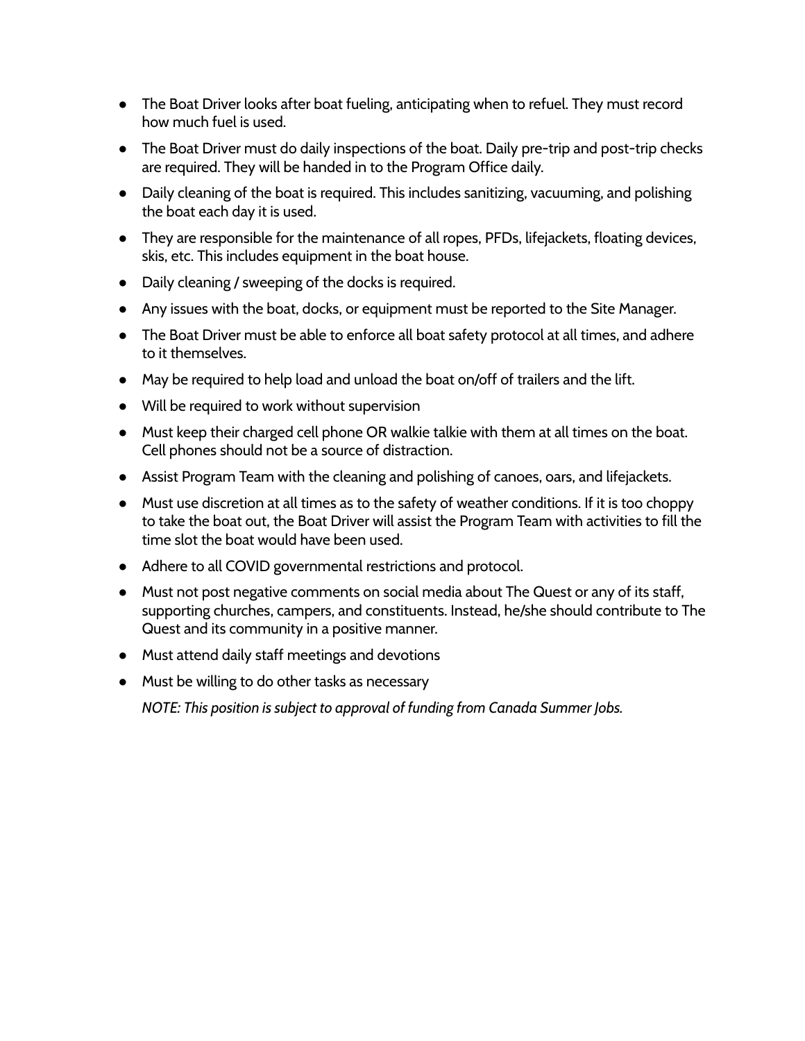- The Boat Driver looks after boat fueling, anticipating when to refuel. They must record how much fuel is used.
- The Boat Driver must do daily inspections of the boat. Daily pre-trip and post-trip checks are required. They will be handed in to the Program Office daily.
- Daily cleaning of the boat is required. This includes sanitizing, vacuuming, and polishing the boat each day it is used.
- They are responsible for the maintenance of all ropes, PFDs, lifejackets, floating devices, skis, etc. This includes equipment in the boat house.
- Daily cleaning / sweeping of the docks is required.
- Any issues with the boat, docks, or equipment must be reported to the Site Manager.
- The Boat Driver must be able to enforce all boat safety protocol at all times, and adhere to it themselves.
- May be required to help load and unload the boat on/off of trailers and the lift.
- Will be required to work without supervision
- Must keep their charged cell phone OR walkie talkie with them at all times on the boat. Cell phones should not be a source of distraction.
- Assist Program Team with the cleaning and polishing of canoes, oars, and lifejackets.
- Must use discretion at all times as to the safety of weather conditions. If it is too choppy to take the boat out, the Boat Driver will assist the Program Team with activities to fill the time slot the boat would have been used.
- Adhere to all COVID governmental restrictions and protocol.
- Must not post negative comments on social media about The Quest or any of its staff, supporting churches, campers, and constituents. Instead, he/she should contribute to The Quest and its community in a positive manner.
- Must attend daily staff meetings and devotions
- Must be willing to do other tasks as necessary

  *NOTE: This position is subject to approval of funding from Canada Summer Jobs.*